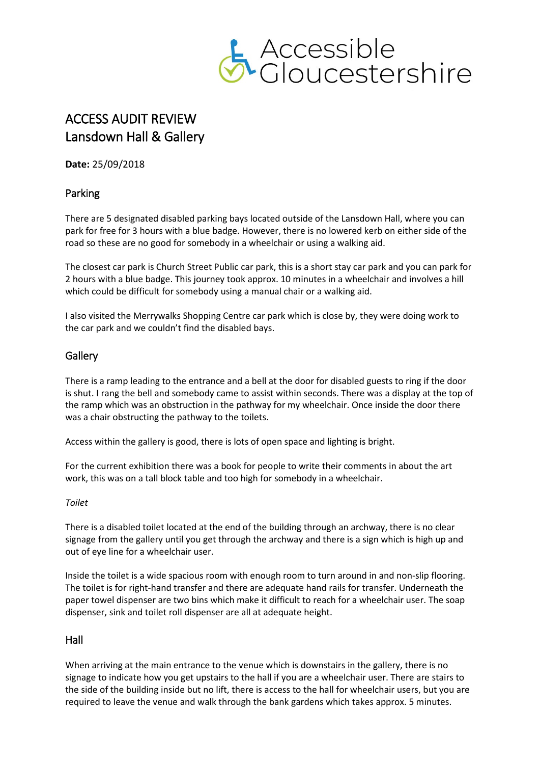Accessible Gloucestershire

# ACCESS AUDIT REVIEW
# Lansdown Hall & Gallery

**Date:** 25/09/2018

## Parking

There are 5 designated disabled parking bays located outside of the Lansdown Hall, where you can park for free for 3 hours with a blue badge. However, there is no lowered kerb on either side of the road so these are no good for somebody in a wheelchair or using a walking aid.

The closest car park is Church Street Public car park, this is a short stay car park and you can park for 2 hours with a blue badge. This journey took approx. 10 minutes in a wheelchair and involves a hill which could be difficult for somebody using a manual chair or a walking aid.

I also visited the Merrywalks Shopping Centre car park which is close by, they were doing work to the car park and we couldn't find the disabled bays.

## Gallery

There is a ramp leading to the entrance and a bell at the door for disabled guests to ring if the door is shut. I rang the bell and somebody came to assist within seconds. There was a display at the top of the ramp which was an obstruction in the pathway for my wheelchair. Once inside the door there was a chair obstructing the pathway to the toilets.

Access within the gallery is good, there is lots of open space and lighting is bright.

For the current exhibition there was a book for people to write their comments in about the art work, this was on a tall block table and too high for somebody in a wheelchair.

*Toilet*

There is a disabled toilet located at the end of the building through an archway, there is no clear signage from the gallery until you get through the archway and there is a sign which is high up and out of eye line for a wheelchair user.

Inside the toilet is a wide spacious room with enough room to turn around in and non-slip flooring. The toilet is for right-hand transfer and there are adequate hand rails for transfer. Underneath the paper towel dispenser are two bins which make it difficult to reach for a wheelchair user. The soap dispenser, sink and toilet roll dispenser are all at adequate height.

## Hall

When arriving at the main entrance to the venue which is downstairs in the gallery, there is no signage to indicate how you get upstairs to the hall if you are a wheelchair user. There are stairs to the side of the building inside but no lift, there is access to the hall for wheelchair users, but you are required to leave the venue and walk through the bank gardens which takes approx. 5 minutes.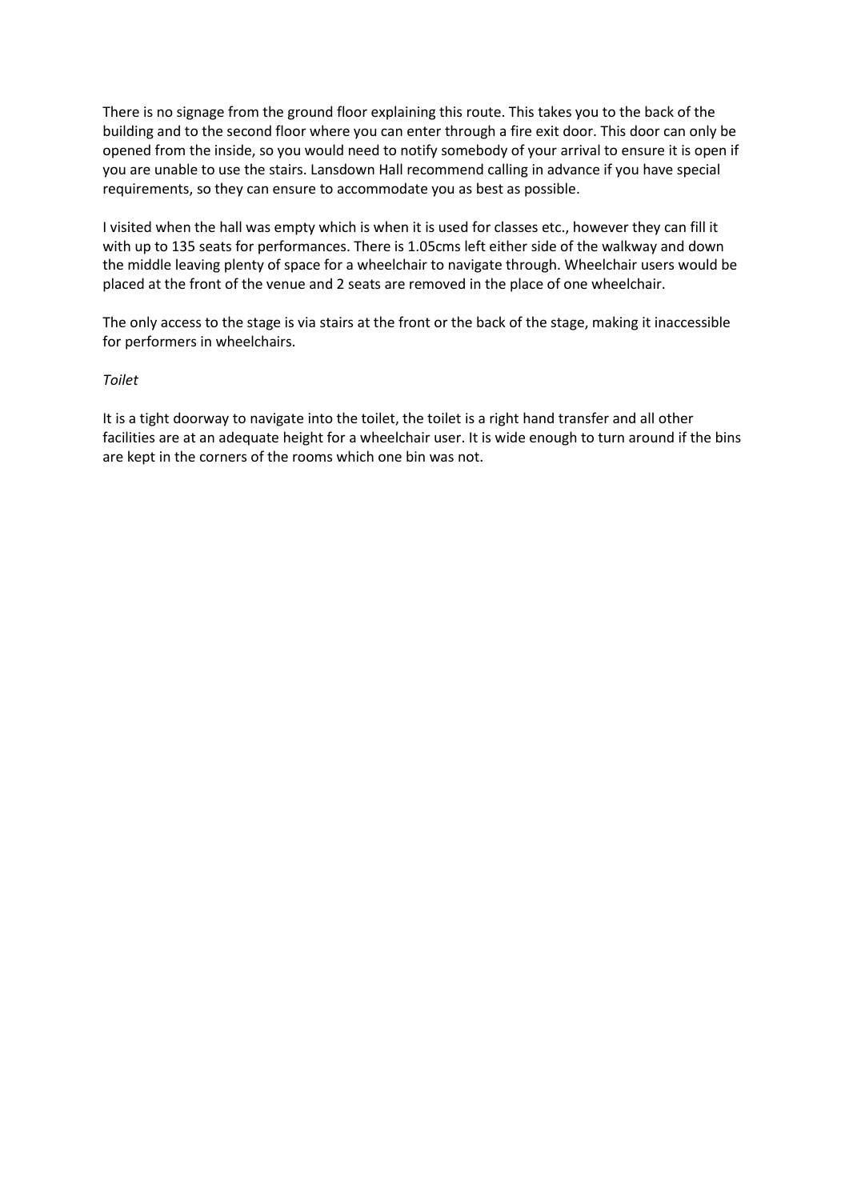There is no signage from the ground floor explaining this route. This takes you to the back of the building and to the second floor where you can enter through a fire exit door. This door can only be opened from the inside, so you would need to notify somebody of your arrival to ensure it is open if you are unable to use the stairs. Lansdown Hall recommend calling in advance if you have special requirements, so they can ensure to accommodate you as best as possible.

I visited when the hall was empty which is when it is used for classes etc., however they can fill it with up to 135 seats for performances. There is 1.05cms left either side of the walkway and down the middle leaving plenty of space for a wheelchair to navigate through. Wheelchair users would be placed at the front of the venue and 2 seats are removed in the place of one wheelchair.

The only access to the stage is via stairs at the front or the back of the stage, making it inaccessible for performers in wheelchairs.

*Toilet*

It is a tight doorway to navigate into the toilet, the toilet is a right hand transfer and all other facilities are at an adequate height for a wheelchair user. It is wide enough to turn around if the bins are kept in the corners of the rooms which one bin was not.